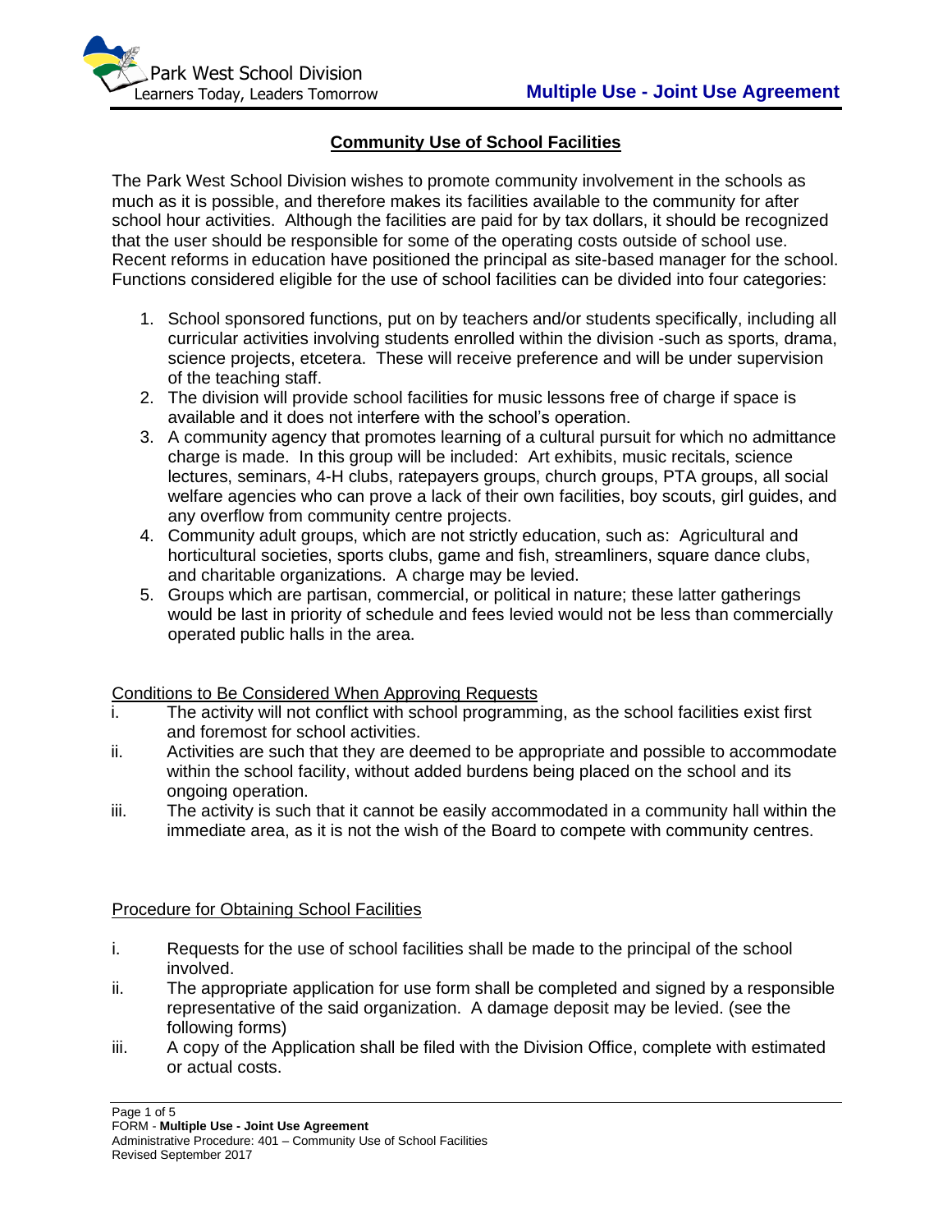## Community Use of School Facilities

The Park West School Division wishes to promote community involvement in the schools as much as it is possible, and therefore makes its facilities available to the community for after school hour activities. Although the facilities are paid for by tax dollars, it should be recognized that the user should be responsible for some of the operating costs outside of school use. Recent reforms in education have positioned the principal as site-based manager for the school. Functions considered eligible for the use of school facilities can be divided into four categories:

1. School sponsored functions, put on by teachers and/or students specifically, including all curricular activities involving students enrolled within the division -such as sports, drama, science projects, etcetera. These will receive preference and will be under supervision of the teaching staff.
2. The division will provide school facilities for music lessons free of charge if space is available and it does not interfere with the school's operation.
3. A community agency that promotes learning of a cultural pursuit for which no admittance charge is made. In this group will be included: Art exhibits, music recitals, science lectures, seminars, 4-H clubs, ratepayers groups, church groups, PTA groups, all social welfare agencies who can prove a lack of their own facilities, boy scouts, girl guides, and any overflow from community centre projects.
4. Community adult groups, which are not strictly education, such as: Agricultural and horticultural societies, sports clubs, game and fish, streamliners, square dance clubs, and charitable organizations. A charge may be levied.
5. Groups which are partisan, commercial, or political in nature; these latter gatherings would be last in priority of schedule and fees levied would not be less than commercially operated public halls in the area.

### Conditions to Be Considered When Approving Requests

i. The activity will not conflict with school programming, as the school facilities exist first and foremost for school activities.

ii. Activities are such that they are deemed to be appropriate and possible to accommodate within the school facility, without added burdens being placed on the school and its ongoing operation.

iii. The activity is such that it cannot be easily accommodated in a community hall within the immediate area, as it is not the wish of the Board to compete with community centres.

### Procedure for Obtaining School Facilities

i. Requests for the use of school facilities shall be made to the principal of the school involved.

ii. The appropriate application for use form shall be completed and signed by a responsible representative of the said organization. A damage deposit may be levied. (see the following forms)

iii. A copy of the Application shall be filed with the Division Office, complete with estimated or actual costs.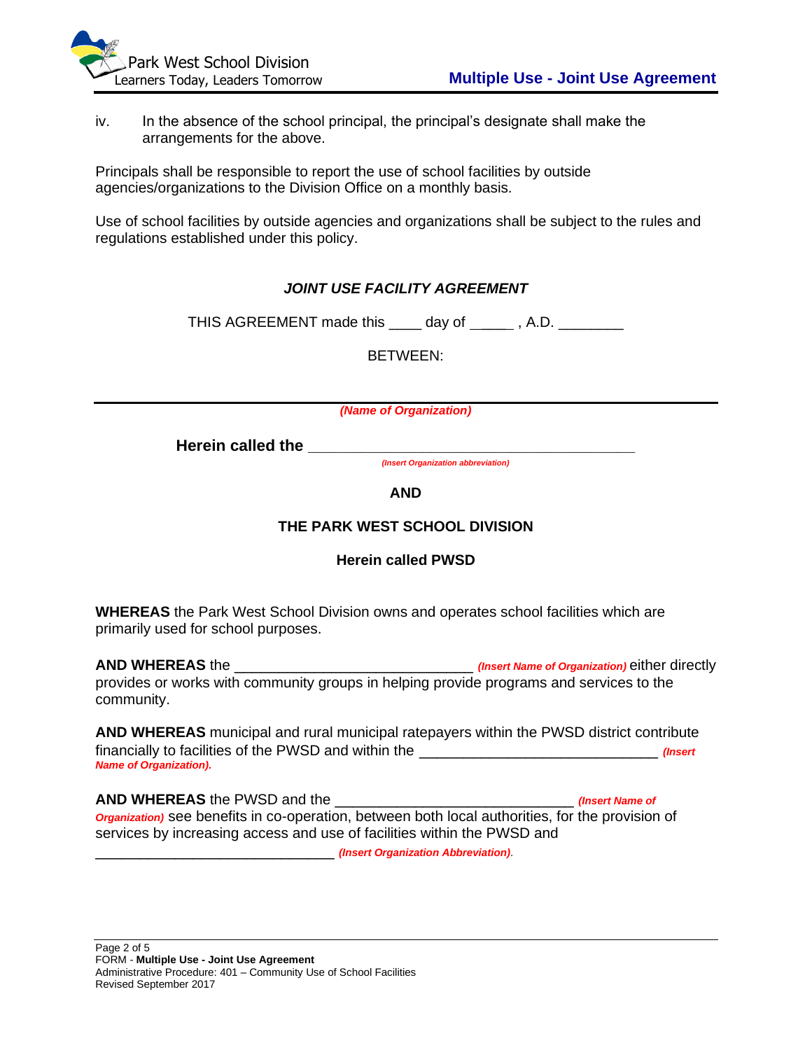iv. In the absence of the school principal, the principal's designate shall make the arrangements for the above.

Principals shall be responsible to report the use of school facilities by outside agencies/organizations to the Division Office on a monthly basis.

Use of school facilities by outside agencies and organizations shall be subject to the rules and regulations established under this policy.

***JOINT USE FACILITY AGREEMENT***

THIS AGREEMENT made this ____ day of _____ , A.D. ________

BETWEEN:

---

***(Name of Organization)***

**Herein called the** ________________________________________

***(Insert Organization abbreviation)***

**AND**

**THE PARK WEST SCHOOL DIVISION**

**Herein called PWSD**

**WHEREAS** the Park West School Division owns and operates school facilities which are primarily used for school purposes.

**AND WHEREAS** the _____________________________ ***(Insert Name of Organization)*** either directly provides or works with community groups in helping provide programs and services to the community.

**AND WHEREAS** municipal and rural municipal ratepayers within the PWSD district contribute financially to facilities of the PWSD and within the _____________________________ ***(Insert Name of Organization).***

**AND WHEREAS** the PWSD and the _____________________________ ***(Insert Name of Organization)*** see benefits in co-operation, between both local authorities, for the provision of services by increasing access and use of facilities within the PWSD and _____________________________ ***(Insert Organization Abbreviation)***.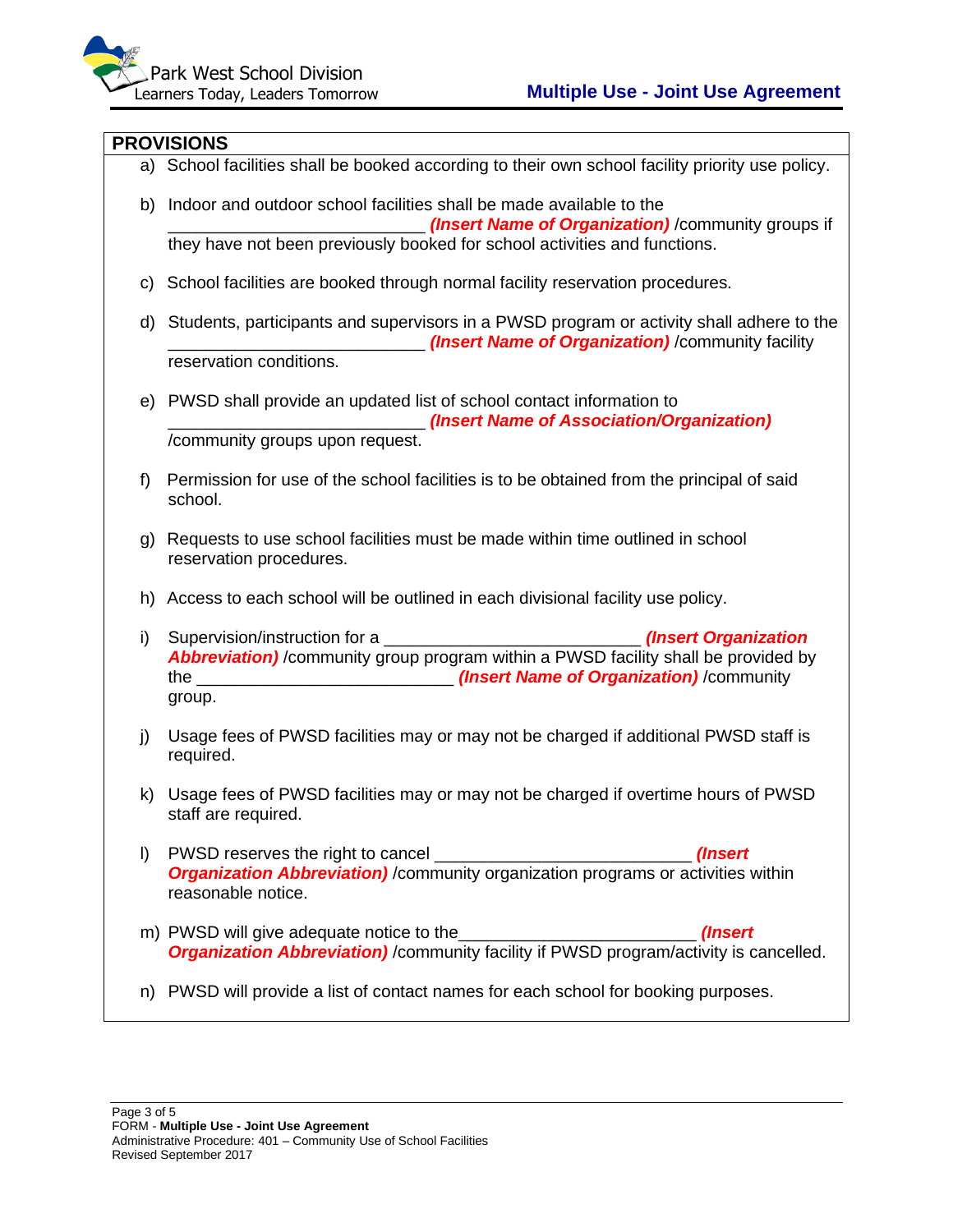## PROVISIONS

a) School facilities shall be booked according to their own school facility priority use policy.

b) Indoor and outdoor school facilities shall be made available to the ___________________________ ***(Insert Name of Organization)*** /community groups if they have not been previously booked for school activities and functions.

c) School facilities are booked through normal facility reservation procedures.

d) Students, participants and supervisors in a PWSD program or activity shall adhere to the ___________________________ ***(Insert Name of Organization)*** /community facility reservation conditions.

e) PWSD shall provide an updated list of school contact information to ___________________________ ***(Insert Name of Association/Organization)*** /community groups upon request.

f) Permission for use of the school facilities is to be obtained from the principal of said school.

g) Requests to use school facilities must be made within time outlined in school reservation procedures.

h) Access to each school will be outlined in each divisional facility use policy.

i) Supervision/instruction for a ___________________________ ***(Insert Organization Abbreviation)*** /community group program within a PWSD facility shall be provided by the ___________________________ ***(Insert Name of Organization)*** /community group.

j) Usage fees of PWSD facilities may or may not be charged if additional PWSD staff is required.

k) Usage fees of PWSD facilities may or may not be charged if overtime hours of PWSD staff are required.

l) PWSD reserves the right to cancel ___________________________ ***(Insert Organization Abbreviation)*** /community organization programs or activities within reasonable notice.

m) PWSD will give adequate notice to the_________________________ ***(Insert Organization Abbreviation)*** /community facility if PWSD program/activity is cancelled.

n) PWSD will provide a list of contact names for each school for booking purposes.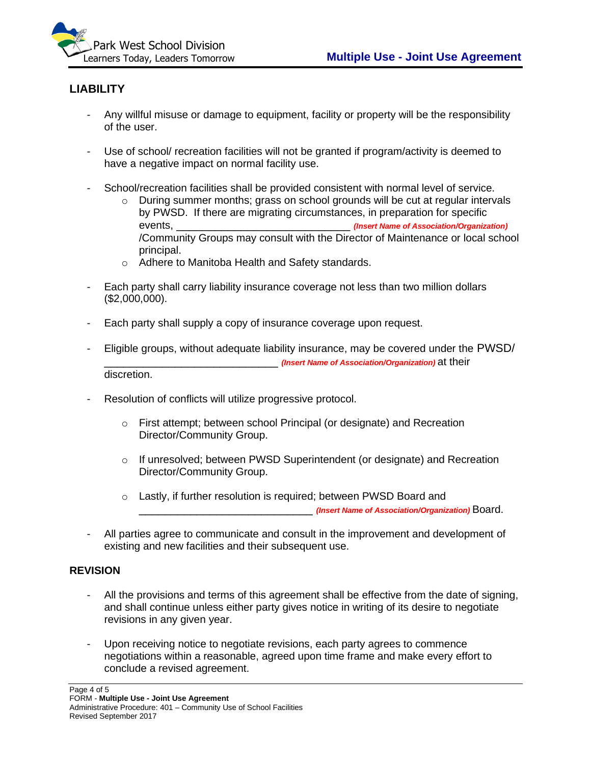## LIABILITY

- Any willful misuse or damage to equipment, facility or property will be the responsibility of the user.

- Use of school/ recreation facilities will not be granted if program/activity is deemed to have a negative impact on normal facility use.

- School/recreation facilities shall be provided consistent with normal level of service.
  - During summer months; grass on school grounds will be cut at regular intervals by PWSD. If there are migrating circumstances, in preparation for specific events, ______________________________ ***(Insert Name of Association/Organization)*** /Community Groups may consult with the Director of Maintenance or local school principal.
  - Adhere to Manitoba Health and Safety standards.

- Each party shall carry liability insurance coverage not less than two million dollars ($2,000,000).

- Each party shall supply a copy of insurance coverage upon request.

- Eligible groups, without adequate liability insurance, may be covered under the PWSD/ ______________________________ ***(Insert Name of Association/Organization)*** at their discretion.

- Resolution of conflicts will utilize progressive protocol.

  - First attempt; between school Principal (or designate) and Recreation Director/Community Group.

  - If unresolved; between PWSD Superintendent (or designate) and Recreation Director/Community Group.

  - Lastly, if further resolution is required; between PWSD Board and ______________________________ ***(Insert Name of Association/Organization)*** Board.

- All parties agree to communicate and consult in the improvement and development of existing and new facilities and their subsequent use.

## REVISION

- All the provisions and terms of this agreement shall be effective from the date of signing, and shall continue unless either party gives notice in writing of its desire to negotiate revisions in any given year.

- Upon receiving notice to negotiate revisions, each party agrees to commence negotiations within a reasonable, agreed upon time frame and make every effort to conclude a revised agreement.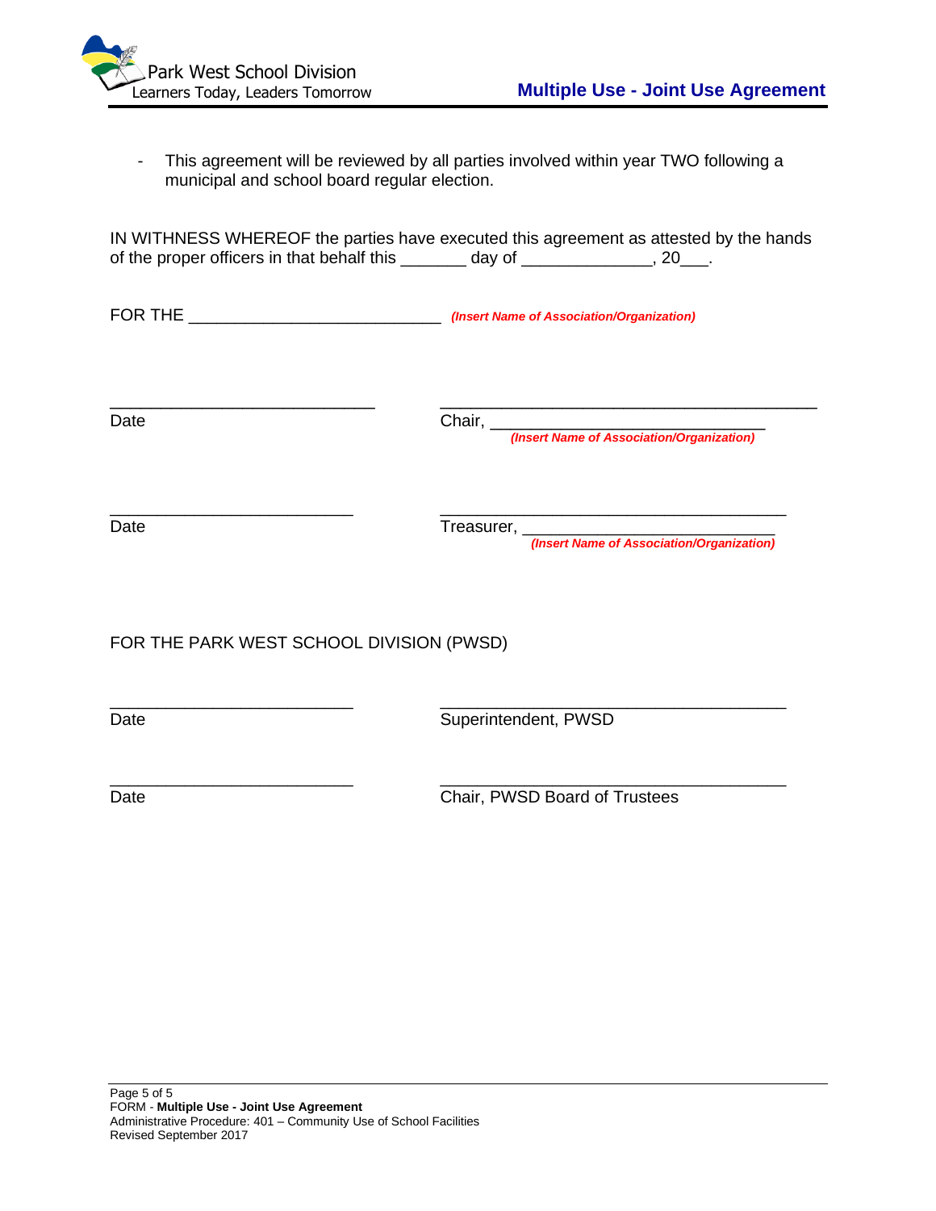- This agreement will be reviewed by all parties involved within year TWO following a municipal and school board regular election.

IN WITNESS WHEREOF the parties have executed this agreement as attested by the hands of the proper officers in that behalf this _______ day of ______________, 20___.

FOR THE ___________________________ ***(Insert Name of Association/Organization)***

_____________________________ ________________________________________

Date Chair, ______________________________
***(Insert Name of Association/Organization)***

__________________________ _____________________________________

Date Treasurer, ___________________________
***(Insert Name of Association/Organization)***

FOR THE PARK WEST SCHOOL DIVISION (PWSD)

__________________________ _____________________________________

Date Superintendent, PWSD

__________________________ _____________________________________

Date Chair, PWSD Board of Trustees

FORM - **Multiple Use - Joint Use Agreement**
Administrative Procedure: 401 – Community Use of School Facilities
Revised September 2017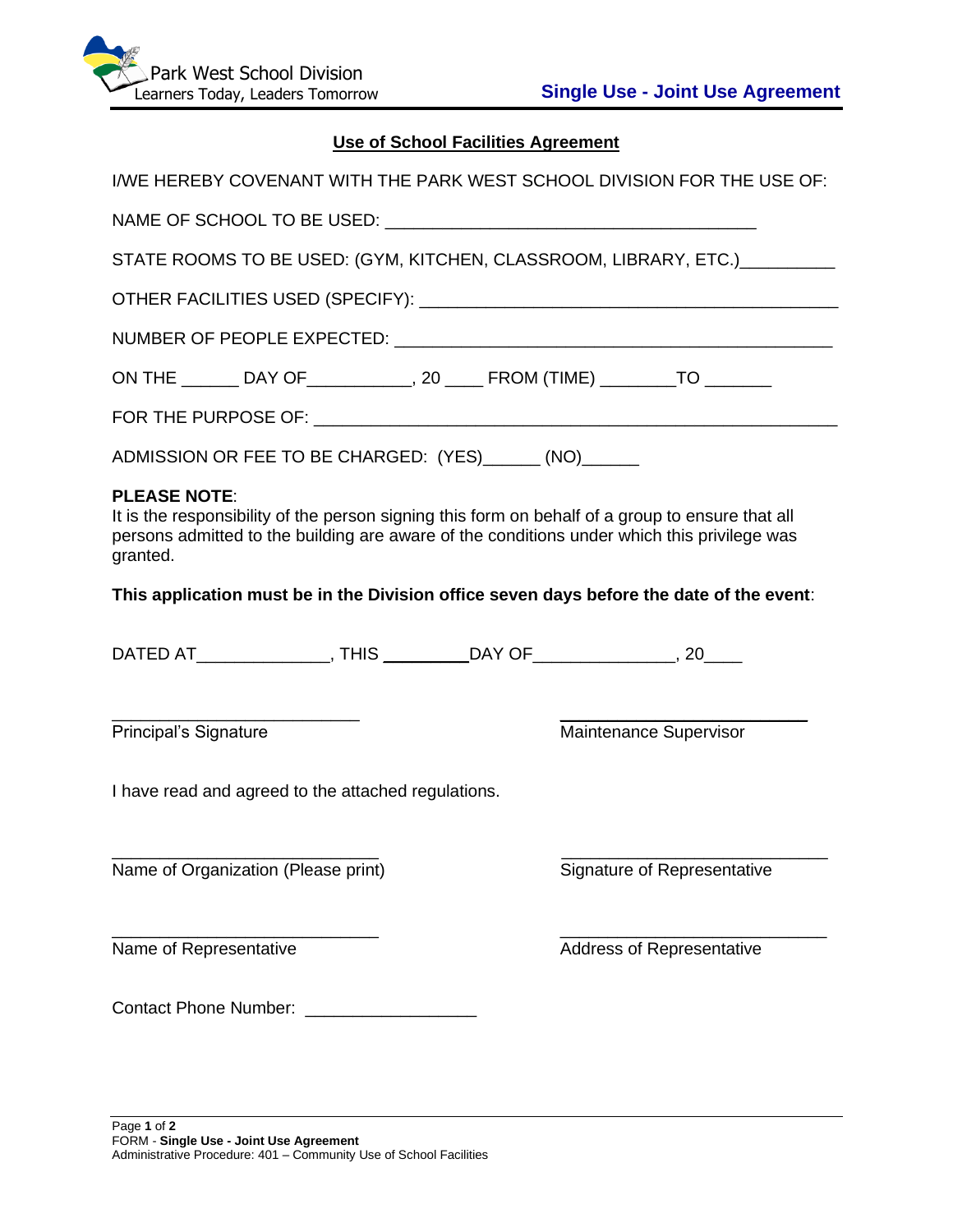Park West School Division
Learners Today, Leaders Tomorrow

**Single Use - Joint Use Agreement**

## Use of School Facilities Agreement

I/WE HEREBY COVENANT WITH THE PARK WEST SCHOOL DIVISION FOR THE USE OF:

NAME OF SCHOOL TO BE USED: ______________________________________

STATE ROOMS TO BE USED: (GYM, KITCHEN, CLASSROOM, LIBRARY, ETC.)__________

OTHER FACILITIES USED (SPECIFY): ___________________________________________

NUMBER OF PEOPLE EXPECTED: _____________________________________________

ON THE ______ DAY OF___________, 20 ____ FROM (TIME) ________TO _______

FOR THE PURPOSE OF: _____________________________________________________

ADMISSION OR FEE TO BE CHARGED: (YES)______ (NO)______

**PLEASE NOTE**:
It is the responsibility of the person signing this form on behalf of a group to ensure that all persons admitted to the building are aware of the conditions under which this privilege was granted.

**This application must be in the Division office seven days before the date of the event**:

DATED AT______________, THIS _________DAY OF_______________, 20____

_________________________ Principal's Signature

_________________________ Maintenance Supervisor

I have read and agreed to the attached regulations.

_________________________ Name of Organization (Please print)

_________________________ Signature of Representative

_________________________ Name of Representative

_________________________ Address of Representative

Contact Phone Number: __________________

FORM - **Single Use - Joint Use Agreement**
Administrative Procedure: 401 – Community Use of School Facilities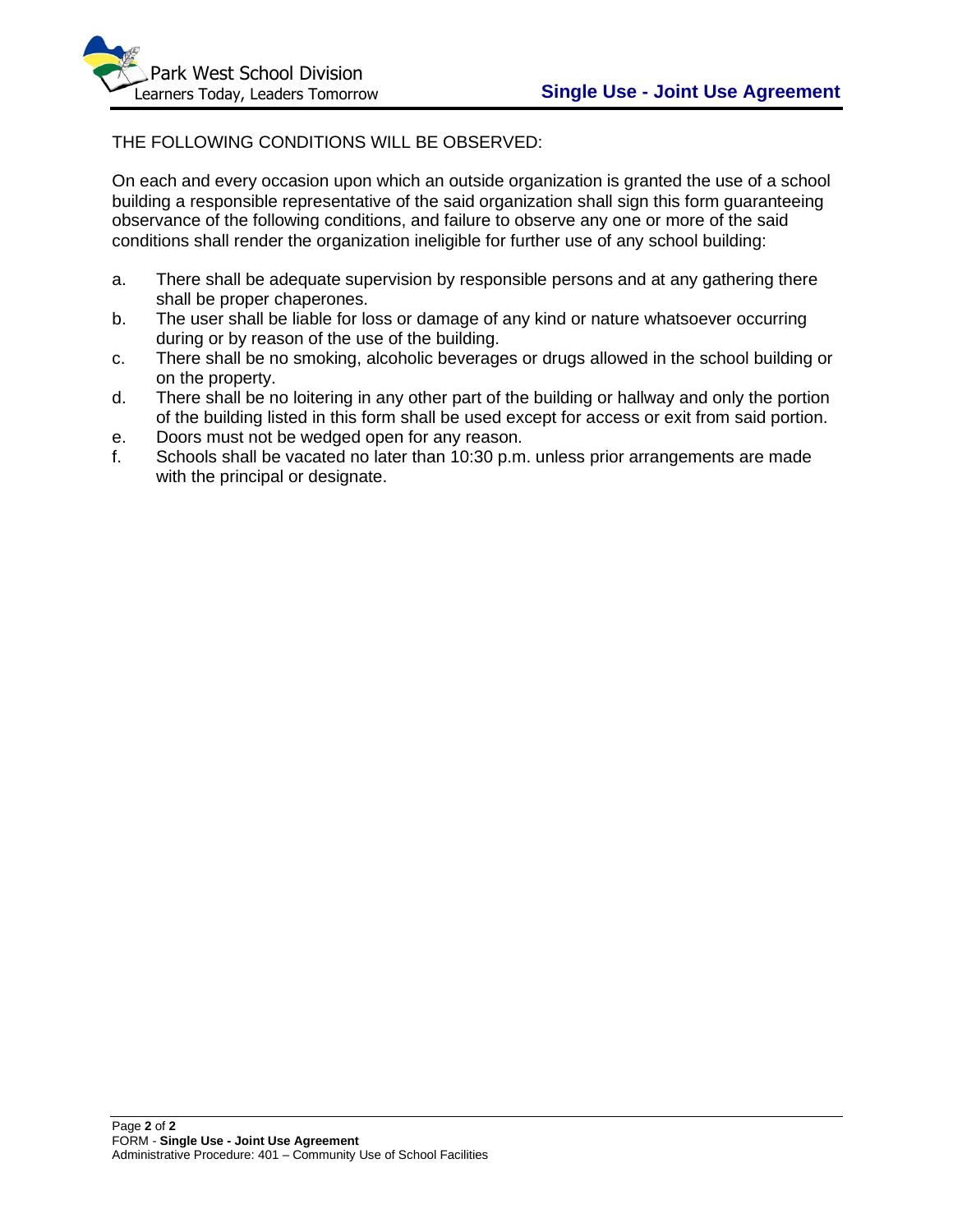THE FOLLOWING CONDITIONS WILL BE OBSERVED:

On each and every occasion upon which an outside organization is granted the use of a school building a responsible representative of the said organization shall sign this form guaranteeing observance of the following conditions, and failure to observe any one or more of the said conditions shall render the organization ineligible for further use of any school building:

a. There shall be adequate supervision by responsible persons and at any gathering there shall be proper chaperones.
b. The user shall be liable for loss or damage of any kind or nature whatsoever occurring during or by reason of the use of the building.
c. There shall be no smoking, alcoholic beverages or drugs allowed in the school building or on the property.
d. There shall be no loitering in any other part of the building or hallway and only the portion of the building listed in this form shall be used except for access or exit from said portion.
e. Doors must not be wedged open for any reason.
f. Schools shall be vacated no later than 10:30 p.m. unless prior arrangements are made with the principal or designate.